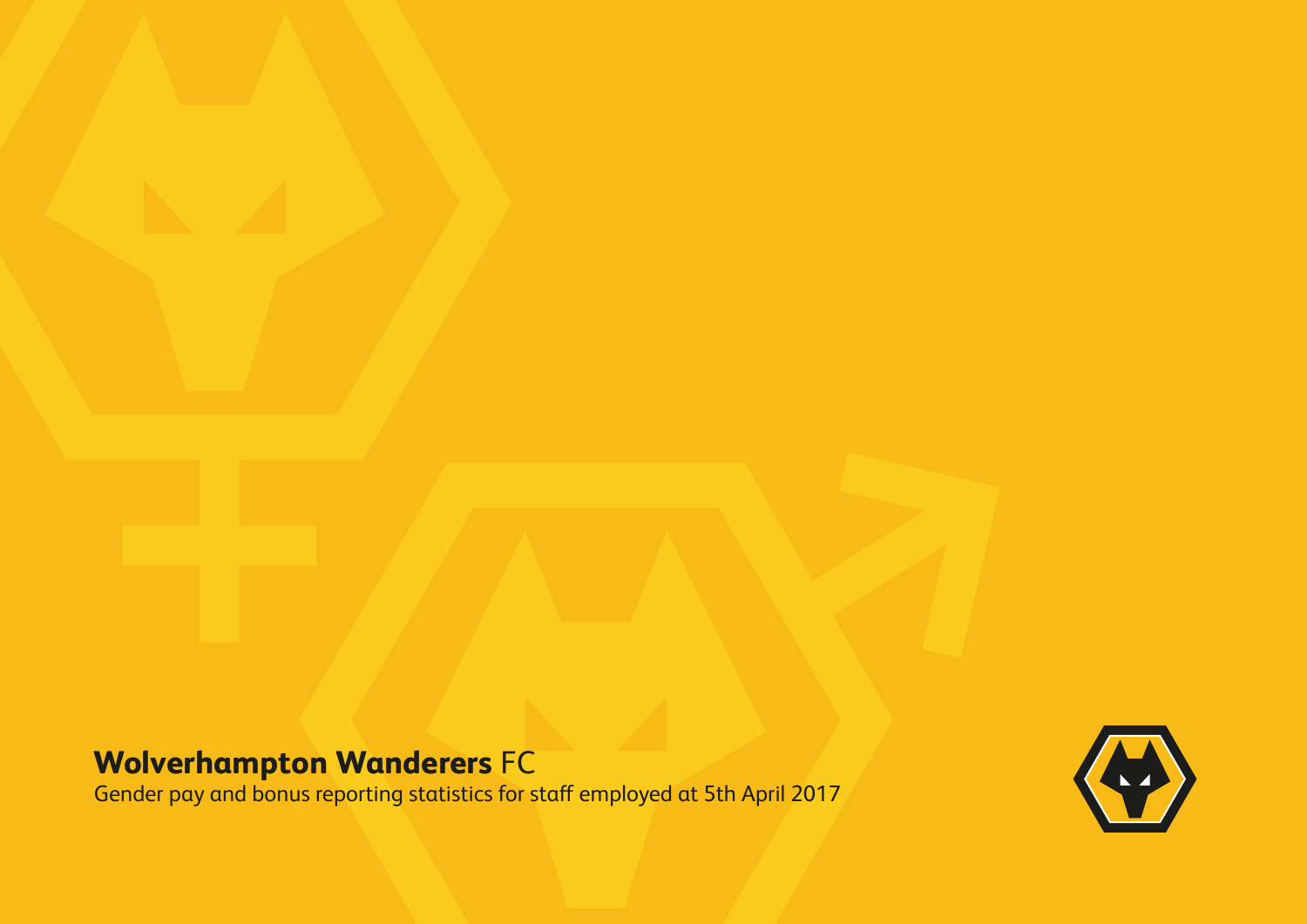# **Wolverhampton Wanderers** FC

Gender pay and bonus reporting statistics for staff employed at 5th April 2017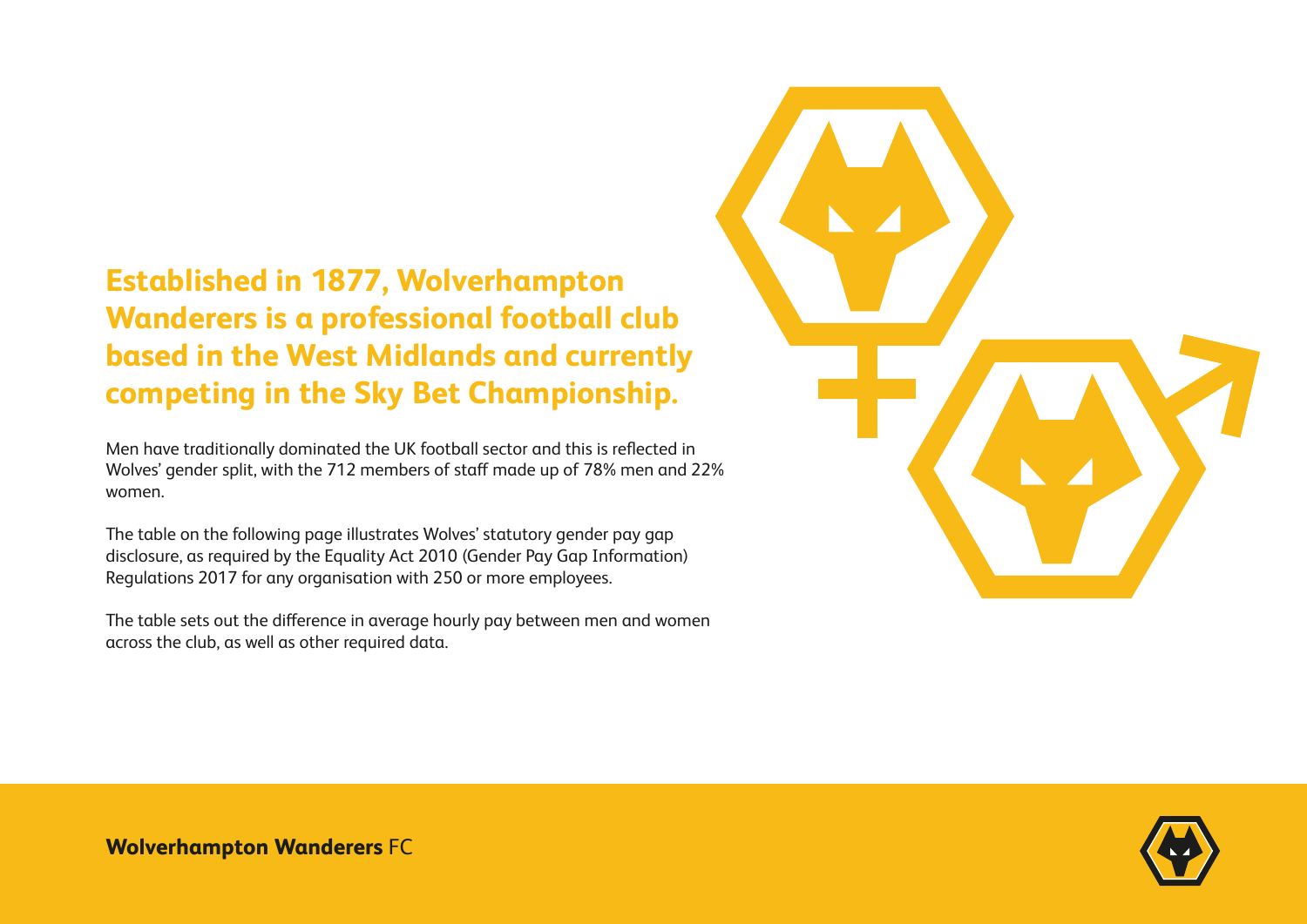## Established in 1877, Wolverhampton Wanderers is a professional football club based in the West Midlands and currently competing in the Sky Bet Championship.

Men have traditionally dominated the UK football sector and this is reflected in Wolves' gender split, with the 712 members of staff made up of 78% men and 22% women.

The table on the following page illustrates Wolves' statutory gender pay gap disclosure, as required by the Equality Act 2010 (Gender Pay Gap Information) Regulations 2017 for any organisation with 250 or more employees.

The table sets out the difference in average hourly pay between men and women across the club, as well as other required data.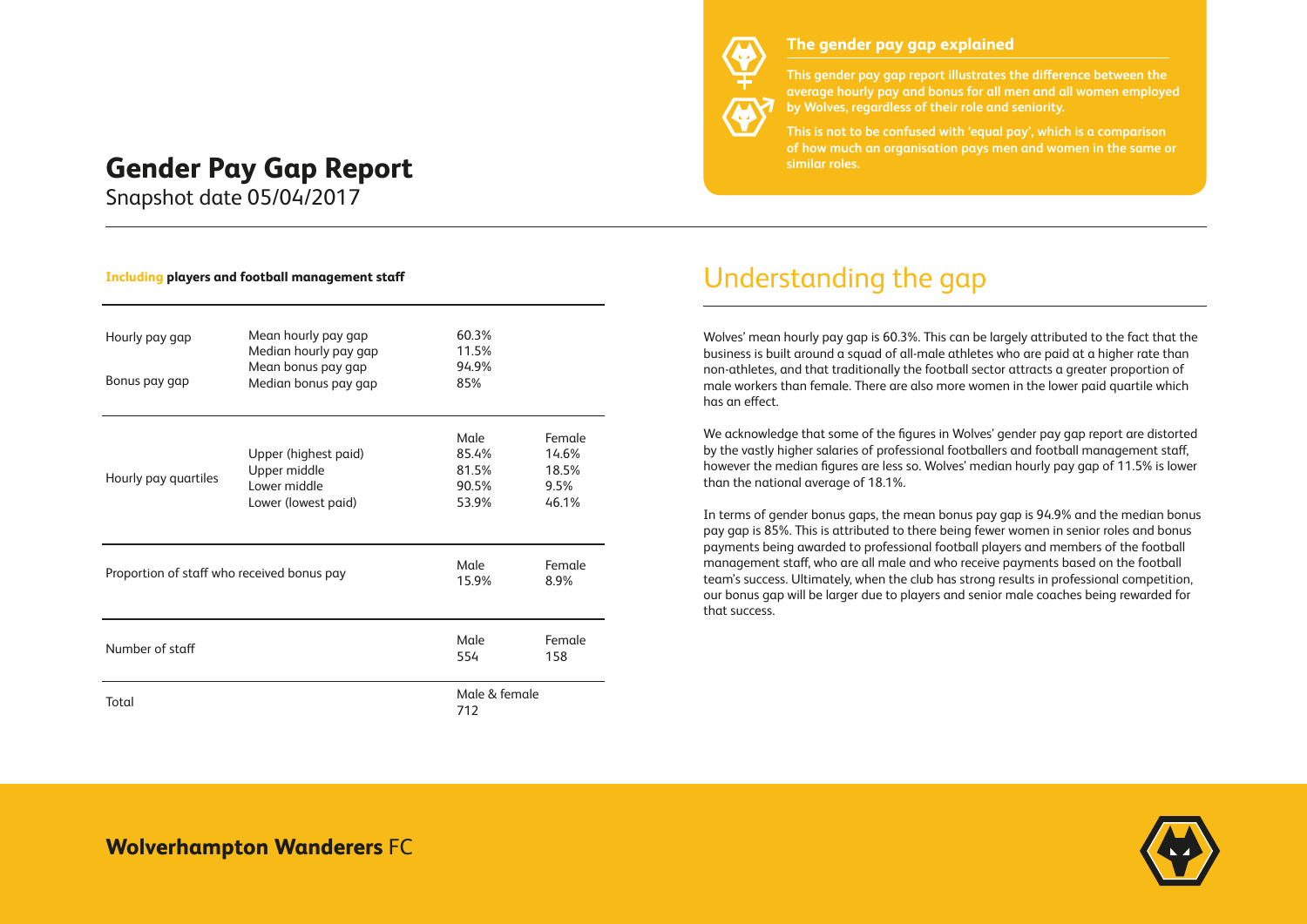# Gender Pay Gap Report

Snapshot date 05/04/2017

### The gender pay gap explained

**This gender pay gap report illustrates the difference between the average hourly pay and bonus for all men and all women employed by Wolves, regardless of their role and seniority.**

**This is not to be confused with 'equal pay', which is a comparison of how much an organisation pays men and women in the same or similar roles.**

**Including players and football management staff**

| | | | |
|---|---|---|---|
| Hourly pay gap | Mean hourly pay gap | 60.3% | |
| | Median hourly pay gap | 11.5% | |
| Bonus pay gap | Mean bonus pay gap | 94.9% | |
| | Median bonus pay gap | 85% | |

| | | Male | Female |
|---|---|---|---|
| Hourly pay quartiles | Upper (highest paid) | 85.4% | 14.6% |
| | Upper middle | 81.5% | 18.5% |
| | Lower middle | 90.5% | 9.5% |
| | Lower (lowest paid) | 53.9% | 46.1% |

| | Male | Female |
|---|---|---|
| Proportion of staff who received bonus pay | 15.9% | 8.9% |

| | Male | Female |
|---|---|---|
| Number of staff | 554 | 158 |

| | Male & female |
|---|---|
| Total | 712 |

## Understanding the gap

Wolves' mean hourly pay gap is 60.3%. This can be largely attributed to the fact that the business is built around a squad of all-male athletes who are paid at a higher rate than non-athletes, and that traditionally the football sector attracts a greater proportion of male workers than female. There are also more women in the lower paid quartile which has an effect.

We acknowledge that some of the figures in Wolves' gender pay gap report are distorted by the vastly higher salaries of professional footballers and football management staff, however the median figures are less so. Wolves' median hourly pay gap of 11.5% is lower than the national average of 18.1%.

In terms of gender bonus gaps, the mean bonus pay gap is 94.9% and the median bonus pay gap is 85%. This is attributed to there being fewer women in senior roles and bonus payments being awarded to professional football players and members of the football management staff, who are all male and who receive payments based on the football team's success. Ultimately, when the club has strong results in professional competition, our bonus gap will be larger due to players and senior male coaches being rewarded for that success.

**Wolverhampton Wanderers** FC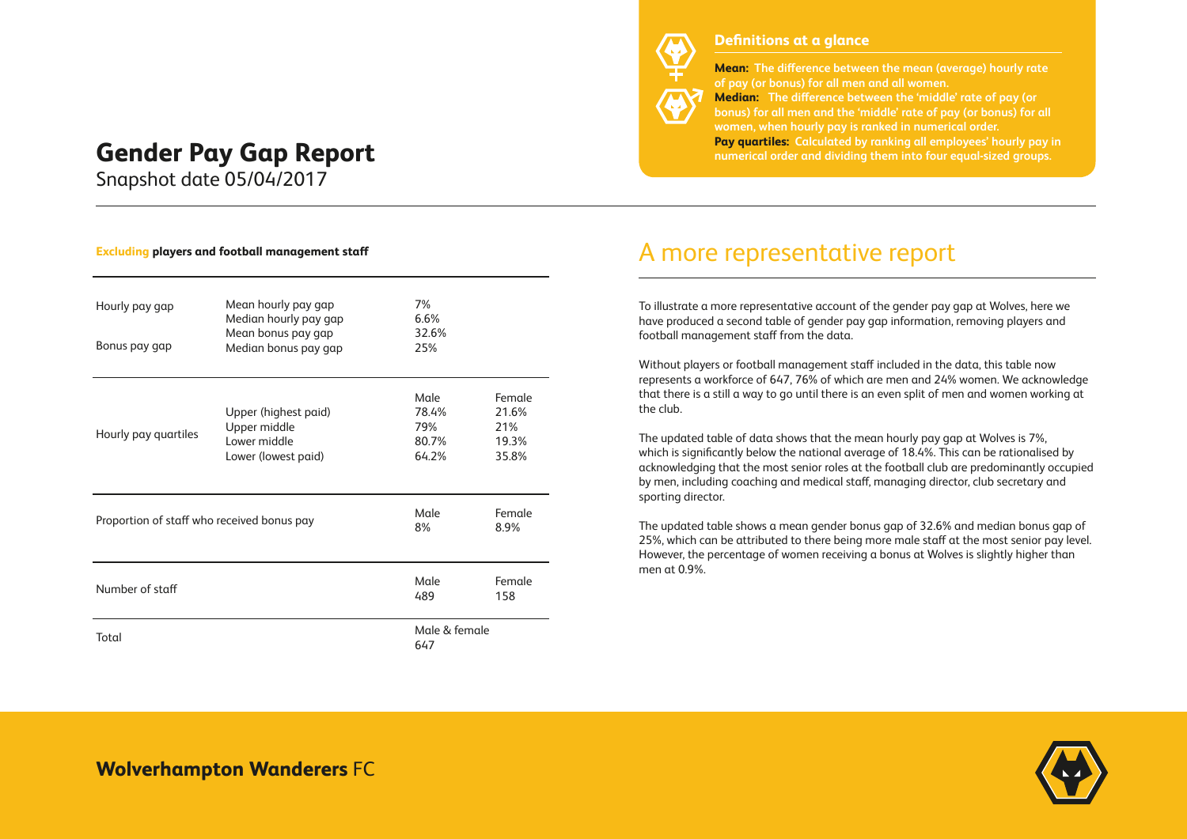# Gender Pay Gap Report

Snapshot date 05/04/2017

### Definitions at a glance

**Mean:** The difference between the mean (average) hourly rate of pay (or bonus) for all men and all women.
**Median:** The difference between the 'middle' rate of pay (or bonus) for all men and the 'middle' rate of pay (or bonus) for all women, when hourly pay is ranked in numerical order.
**Pay quartiles:** Calculated by ranking all employees' hourly pay in numerical order and dividing them into four equal-sized groups.

**Excluding players and football management staff**

| | | | |
|---|---|---|---|
| Hourly pay gap | Mean hourly pay gap | 7% | |
| | Median hourly pay gap | 6.6% | |
| Bonus pay gap | Mean bonus pay gap | 32.6% | |
| | Median bonus pay gap | 25% | |
| | | Male | Female |
| Hourly pay quartiles | Upper (highest paid) | 78.4% | 21.6% |
| | Upper middle | 79% | 21% |
| | Lower middle | 80.7% | 19.3% |
| | Lower (lowest paid) | 64.2% | 35.8% |
| | | Male | Female |
| Proportion of staff who received bonus pay | | 8% | 8.9% |
| | | Male | Female |
| Number of staff | | 489 | 158 |
| | | Male & female | |
| Total | | 647 | |

## A more representative report

To illustrate a more representative account of the gender pay gap at Wolves, here we have produced a second table of gender pay gap information, removing players and football management staff from the data.

Without players or football management staff included in the data, this table now represents a workforce of 647, 76% of which are men and 24% women. We acknowledge that there is a still a way to go until there is an even split of men and women working at the club.

The updated table of data shows that the mean hourly pay gap at Wolves is 7%, which is significantly below the national average of 18.4%. This can be rationalised by acknowledging that the most senior roles at the football club are predominantly occupied by men, including coaching and medical staff, managing director, club secretary and sporting director.

The updated table shows a mean gender bonus gap of 32.6% and median bonus gap of 25%, which can be attributed to there being more male staff at the most senior pay level. However, the percentage of women receiving a bonus at Wolves is slightly higher than men at 0.9%.

**Wolverhampton Wanderers** FC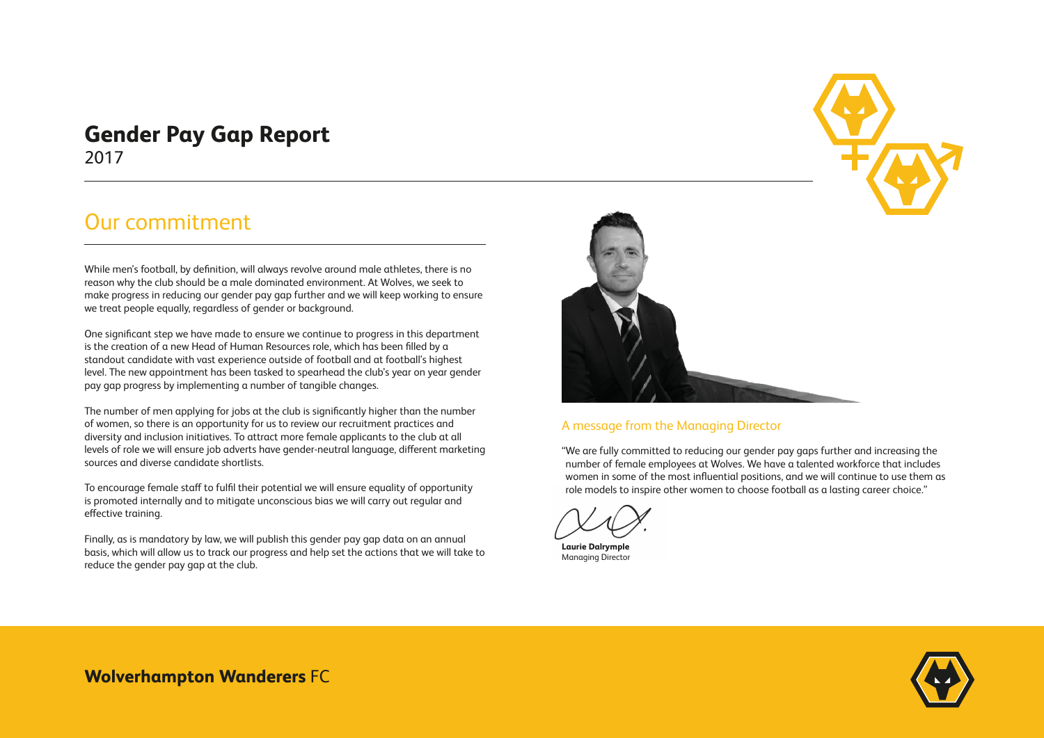# Gender Pay Gap Report

2017

## Our commitment

While men's football, by definition, will always revolve around male athletes, there is no reason why the club should be a male dominated environment. At Wolves, we seek to make progress in reducing our gender pay gap further and we will keep working to ensure we treat people equally, regardless of gender or background.

One significant step we have made to ensure we continue to progress in this department is the creation of a new Head of Human Resources role, which has been filled by a standout candidate with vast experience outside of football and at football's highest level. The new appointment has been tasked to spearhead the club's year on year gender pay gap progress by implementing a number of tangible changes.

The number of men applying for jobs at the club is significantly higher than the number of women, so there is an opportunity for us to review our recruitment practices and diversity and inclusion initiatives. To attract more female applicants to the club at all levels of role we will ensure job adverts have gender-neutral language, different marketing sources and diverse candidate shortlists.

To encourage female staff to fulfil their potential we will ensure equality of opportunity is promoted internally and to mitigate unconscious bias we will carry out regular and effective training.

Finally, as is mandatory by law, we will publish this gender pay gap data on an annual basis, which will allow us to track our progress and help set the actions that we will take to reduce the gender pay gap at the club.

### A message from the Managing Director

"We are fully committed to reducing our gender pay gaps further and increasing the number of female employees at Wolves. We have a talented workforce that includes women in some of the most influential positions, and we will continue to use them as role models to inspire other women to choose football as a lasting career choice."

**Laurie Dalrymple**
Managing Director

**Wolverhampton Wanderers** FC